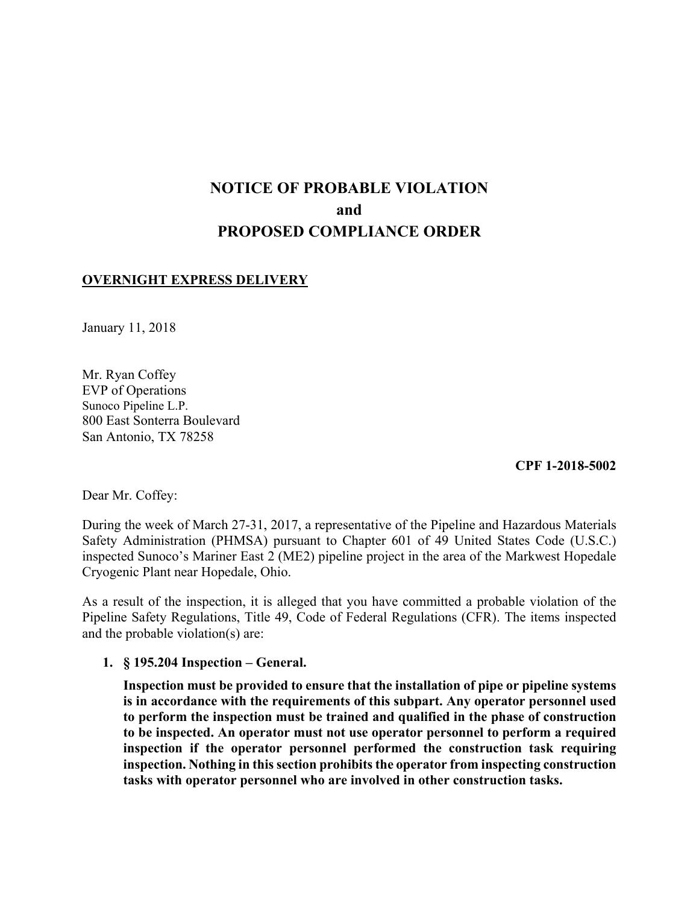# NOTICE OF PROBABLE VIOLATION
# and
# PROPOSED COMPLIANCE ORDER

**OVERNIGHT EXPRESS DELIVERY**

January 11, 2018

Mr. Ryan Coffey
EVP of Operations
Sunoco Pipeline L.P.
800 East Sonterra Boulevard
San Antonio, TX 78258

**CPF 1-2018-5002**

Dear Mr. Coffey:

During the week of March 27-31, 2017, a representative of the Pipeline and Hazardous Materials Safety Administration (PHMSA) pursuant to Chapter 601 of 49 United States Code (U.S.C.) inspected Sunoco's Mariner East 2 (ME2) pipeline project in the area of the Markwest Hopedale Cryogenic Plant near Hopedale, Ohio.

As a result of the inspection, it is alleged that you have committed a probable violation of the Pipeline Safety Regulations, Title 49, Code of Federal Regulations (CFR). The items inspected and the probable violation(s) are:

1. **§ 195.204 Inspection – General.**

   **Inspection must be provided to ensure that the installation of pipe or pipeline systems is in accordance with the requirements of this subpart. Any operator personnel used to perform the inspection must be trained and qualified in the phase of construction to be inspected. An operator must not use operator personnel to perform a required inspection if the operator personnel performed the construction task requiring inspection. Nothing in this section prohibits the operator from inspecting construction tasks with operator personnel who are involved in other construction tasks.**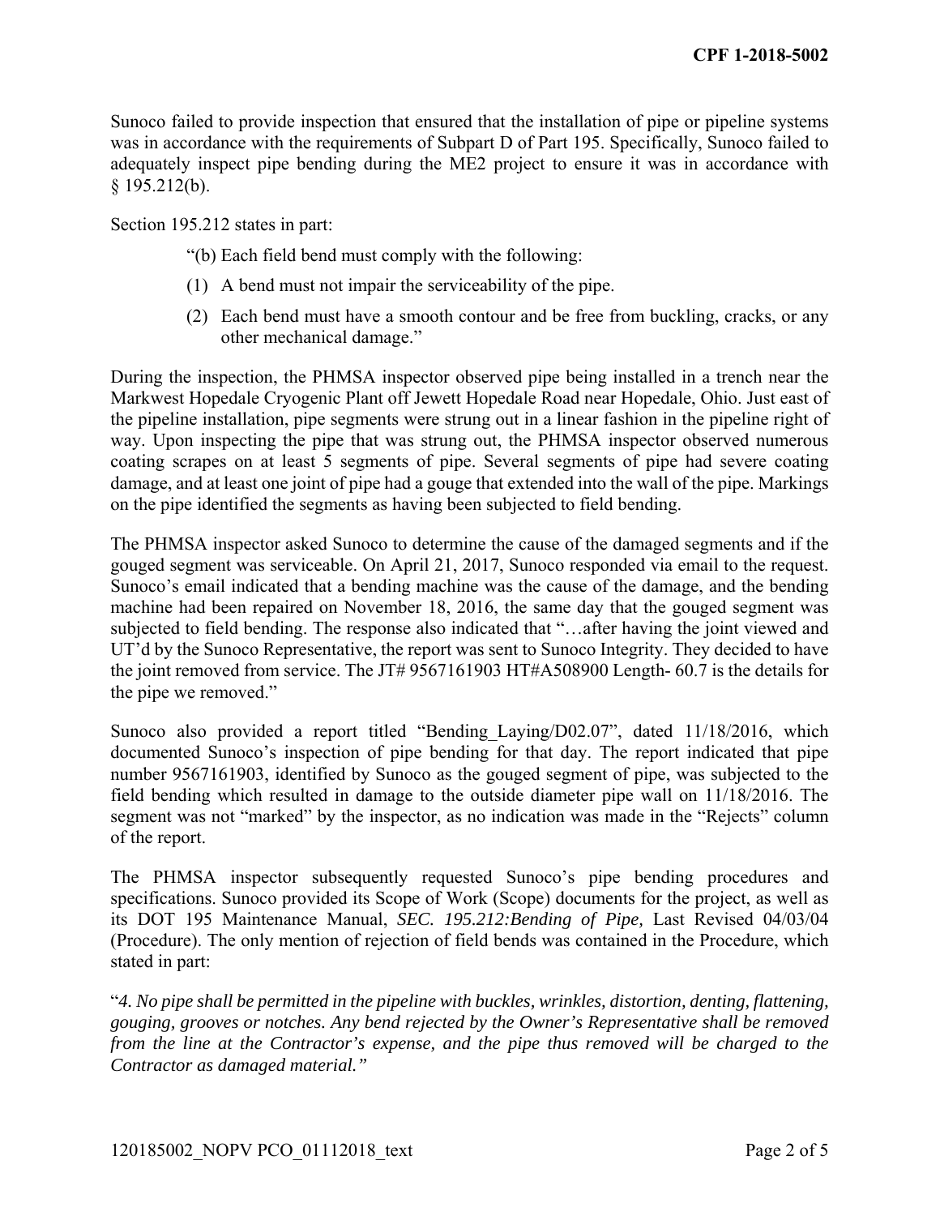Sunoco failed to provide inspection that ensured that the installation of pipe or pipeline systems was in accordance with the requirements of Subpart D of Part 195. Specifically, Sunoco failed to adequately inspect pipe bending during the ME2 project to ensure it was in accordance with § 195.212(b).

Section 195.212 states in part:

> "(b) Each field bend must comply with the following:
>
> (1) A bend must not impair the serviceability of the pipe.
>
> (2) Each bend must have a smooth contour and be free from buckling, cracks, or any other mechanical damage."

During the inspection, the PHMSA inspector observed pipe being installed in a trench near the Markwest Hopedale Cryogenic Plant off Jewett Hopedale Road near Hopedale, Ohio. Just east of the pipeline installation, pipe segments were strung out in a linear fashion in the pipeline right of way. Upon inspecting the pipe that was strung out, the PHMSA inspector observed numerous coating scrapes on at least 5 segments of pipe. Several segments of pipe had severe coating damage, and at least one joint of pipe had a gouge that extended into the wall of the pipe. Markings on the pipe identified the segments as having been subjected to field bending.

The PHMSA inspector asked Sunoco to determine the cause of the damaged segments and if the gouged segment was serviceable. On April 21, 2017, Sunoco responded via email to the request. Sunoco's email indicated that a bending machine was the cause of the damage, and the bending machine had been repaired on November 18, 2016, the same day that the gouged segment was subjected to field bending. The response also indicated that "…after having the joint viewed and UT'd by the Sunoco Representative, the report was sent to Sunoco Integrity. They decided to have the joint removed from service. The JT# 9567161903 HT#A508900 Length- 60.7 is the details for the pipe we removed."

Sunoco also provided a report titled "Bending_Laying/D02.07", dated 11/18/2016, which documented Sunoco's inspection of pipe bending for that day. The report indicated that pipe number 9567161903, identified by Sunoco as the gouged segment of pipe, was subjected to the field bending which resulted in damage to the outside diameter pipe wall on 11/18/2016. The segment was not "marked" by the inspector, as no indication was made in the "Rejects" column of the report.

The PHMSA inspector subsequently requested Sunoco's pipe bending procedures and specifications. Sunoco provided its Scope of Work (Scope) documents for the project, as well as its DOT 195 Maintenance Manual, *SEC. 195.212:Bending of Pipe,* Last Revised 04/03/04 (Procedure). The only mention of rejection of field bends was contained in the Procedure, which stated in part:

"*4. No pipe shall be permitted in the pipeline with buckles, wrinkles, distortion, denting, flattening, gouging, grooves or notches. Any bend rejected by the Owner's Representative shall be removed from the line at the Contractor's expense, and the pipe thus removed will be charged to the Contractor as damaged material.*"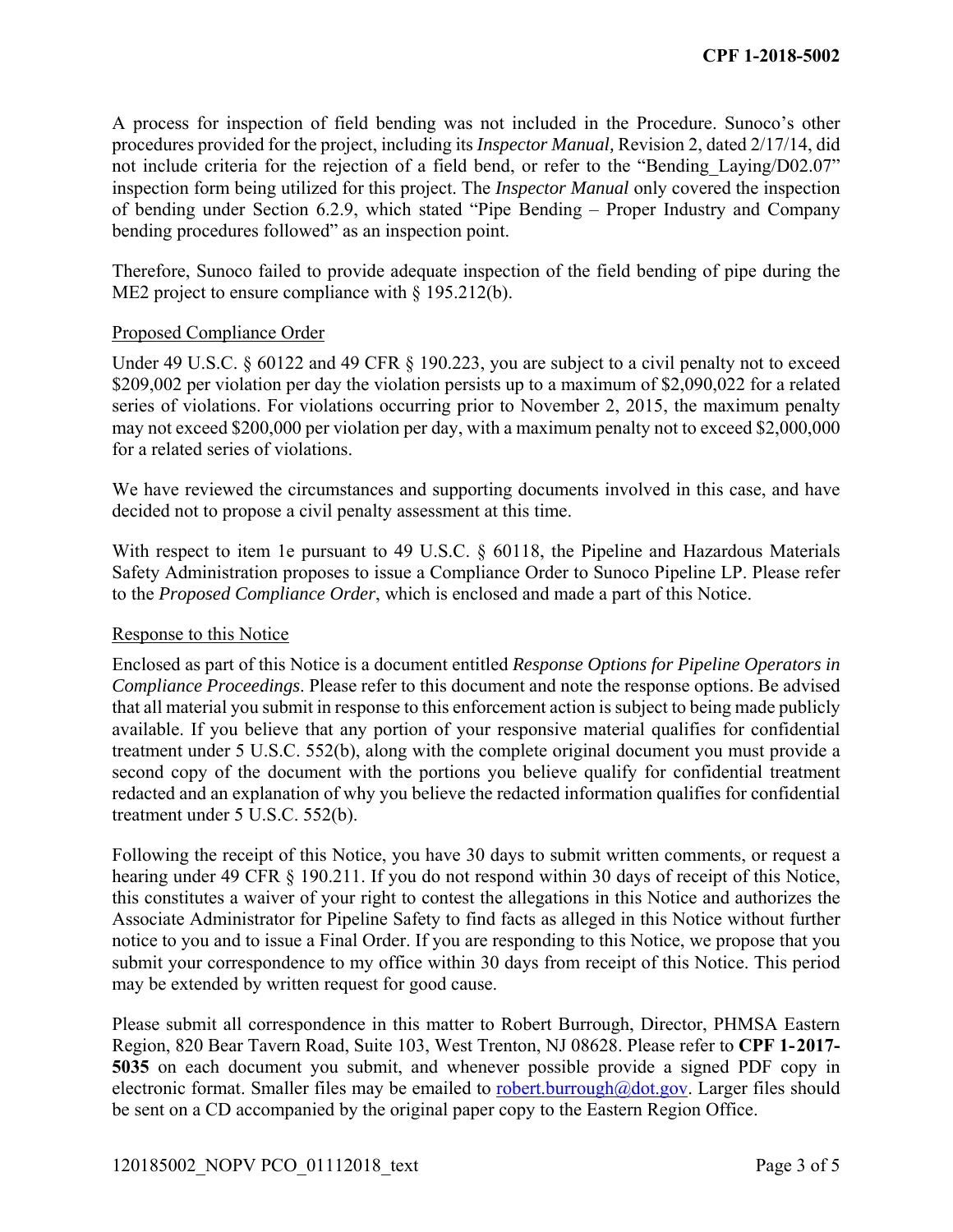A process for inspection of field bending was not included in the Procedure. Sunoco's other procedures provided for the project, including its *Inspector Manual*, Revision 2, dated 2/17/14, did not include criteria for the rejection of a field bend, or refer to the "Bending_Laying/D02.07" inspection form being utilized for this project. The *Inspector Manual* only covered the inspection of bending under Section 6.2.9, which stated "Pipe Bending – Proper Industry and Company bending procedures followed" as an inspection point.

Therefore, Sunoco failed to provide adequate inspection of the field bending of pipe during the ME2 project to ensure compliance with § 195.212(b).

## Proposed Compliance Order

Under 49 U.S.C. § 60122 and 49 CFR § 190.223, you are subject to a civil penalty not to exceed $209,002 per violation per day the violation persists up to a maximum of $2,090,022 for a related series of violations. For violations occurring prior to November 2, 2015, the maximum penalty may not exceed $200,000 per violation per day, with a maximum penalty not to exceed $2,000,000 for a related series of violations.

We have reviewed the circumstances and supporting documents involved in this case, and have decided not to propose a civil penalty assessment at this time.

With respect to item 1e pursuant to 49 U.S.C. § 60118, the Pipeline and Hazardous Materials Safety Administration proposes to issue a Compliance Order to Sunoco Pipeline LP. Please refer to the *Proposed Compliance Order*, which is enclosed and made a part of this Notice.

## Response to this Notice

Enclosed as part of this Notice is a document entitled *Response Options for Pipeline Operators in Compliance Proceedings*. Please refer to this document and note the response options. Be advised that all material you submit in response to this enforcement action is subject to being made publicly available. If you believe that any portion of your responsive material qualifies for confidential treatment under 5 U.S.C. 552(b), along with the complete original document you must provide a second copy of the document with the portions you believe qualify for confidential treatment redacted and an explanation of why you believe the redacted information qualifies for confidential treatment under 5 U.S.C. 552(b).

Following the receipt of this Notice, you have 30 days to submit written comments, or request a hearing under 49 CFR § 190.211. If you do not respond within 30 days of receipt of this Notice, this constitutes a waiver of your right to contest the allegations in this Notice and authorizes the Associate Administrator for Pipeline Safety to find facts as alleged in this Notice without further notice to you and to issue a Final Order. If you are responding to this Notice, we propose that you submit your correspondence to my office within 30 days from receipt of this Notice. This period may be extended by written request for good cause.

Please submit all correspondence in this matter to Robert Burrough, Director, PHMSA Eastern Region, 820 Bear Tavern Road, Suite 103, West Trenton, NJ 08628. Please refer to **CPF 1-2017-5035** on each document you submit, and whenever possible provide a signed PDF copy in electronic format. Smaller files may be emailed to robert.burrough@dot.gov. Larger files should be sent on a CD accompanied by the original paper copy to the Eastern Region Office.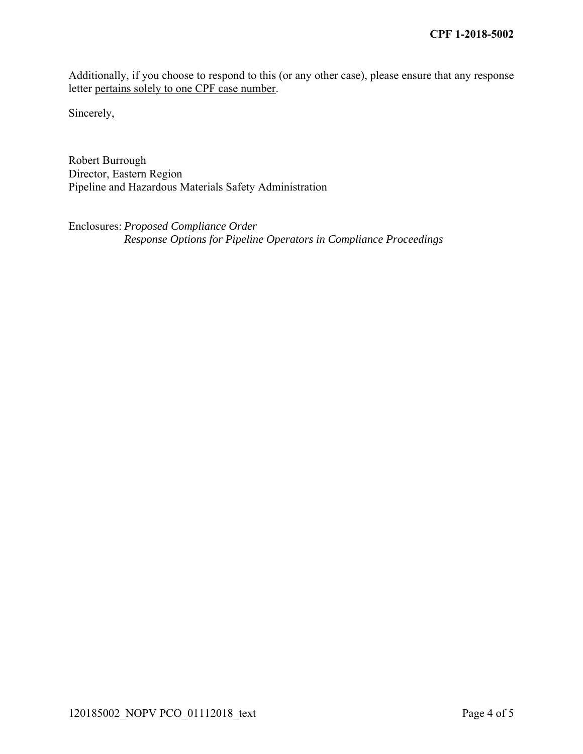Additionally, if you choose to respond to this (or any other case), please ensure that any response letter <u>pertains solely to one CPF case number</u>.

Sincerely,

Robert Burrough
Director, Eastern Region
Pipeline and Hazardous Materials Safety Administration

Enclosures: *Proposed Compliance Order*
*Response Options for Pipeline Operators in Compliance Proceedings*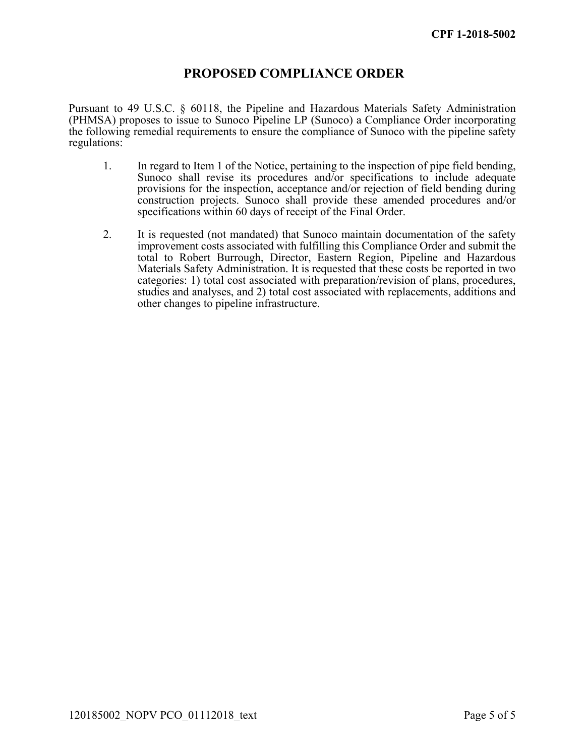# PROPOSED COMPLIANCE ORDER

Pursuant to 49 U.S.C. § 60118, the Pipeline and Hazardous Materials Safety Administration (PHMSA) proposes to issue to Sunoco Pipeline LP (Sunoco) a Compliance Order incorporating the following remedial requirements to ensure the compliance of Sunoco with the pipeline safety regulations:

1. In regard to Item 1 of the Notice, pertaining to the inspection of pipe field bending, Sunoco shall revise its procedures and/or specifications to include adequate provisions for the inspection, acceptance and/or rejection of field bending during construction projects. Sunoco shall provide these amended procedures and/or specifications within 60 days of receipt of the Final Order.

2. It is requested (not mandated) that Sunoco maintain documentation of the safety improvement costs associated with fulfilling this Compliance Order and submit the total to Robert Burrough, Director, Eastern Region, Pipeline and Hazardous Materials Safety Administration. It is requested that these costs be reported in two categories: 1) total cost associated with preparation/revision of plans, procedures, studies and analyses, and 2) total cost associated with replacements, additions and other changes to pipeline infrastructure.